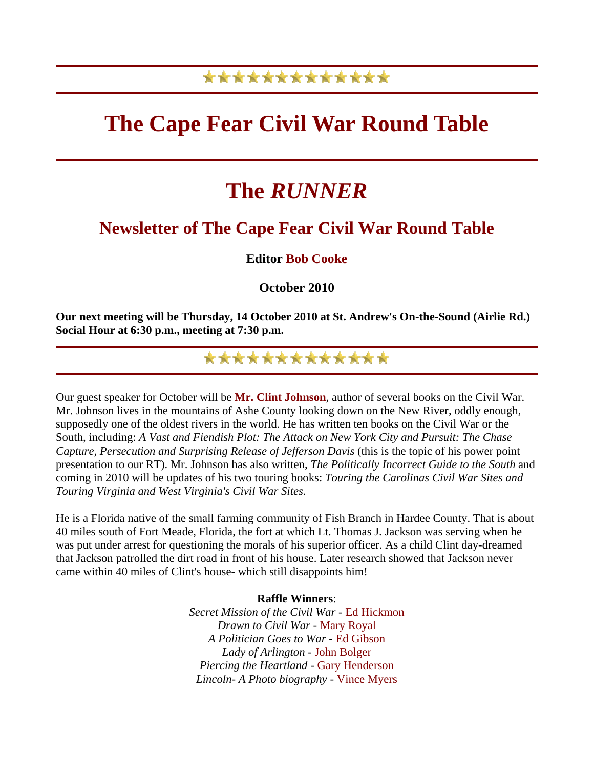# The Cape Fear Civil War Round Table

# The *RUNNER*

## Newsletter of The Cape Fear Civil War Round Table

**Editor Bob Cooke**

**October 2010**

**Our next meeting will be Thursday, 14 October 2010 at St. Andrew's On-the-Sound (Airlie Rd.) Social Hour at 6:30 p.m., meeting at 7:30 p.m.**

---

Our guest speaker for October will be **Mr. Clint Johnson**, author of several books on the Civil War. Mr. Johnson lives in the mountains of Ashe County looking down on the New River, oddly enough, supposedly one of the oldest rivers in the world. He has written ten books on the Civil War or the South, including: *A Vast and Fiendish Plot: The Attack on New York City and Pursuit: The Chase Capture, Persecution and Surprising Release of Jefferson Davis* (this is the topic of his power point presentation to our RT). Mr. Johnson has also written, *The Politically Incorrect Guide to the South* and coming in 2010 will be updates of his two touring books: *Touring the Carolinas Civil War Sites and Touring Virginia and West Virginia's Civil War Sites.*

He is a Florida native of the small farming community of Fish Branch in Hardee County. That is about 40 miles south of Fort Meade, Florida, the fort at which Lt. Thomas J. Jackson was serving when he was put under arrest for questioning the morals of his superior officer. As a child Clint day-dreamed that Jackson patrolled the dirt road in front of his house. Later research showed that Jackson never came within 40 miles of Clint's house- which still disappoints him!

**Raffle Winners**:
*Secret Mission of the Civil War* - Ed Hickmon
*Drawn to Civil War* - Mary Royal
*A Politician Goes to War* - Ed Gibson
*Lady of Arlington* - John Bolger
*Piercing the Heartland* - Gary Henderson
*Lincoln- A Photo biography* - Vince Myers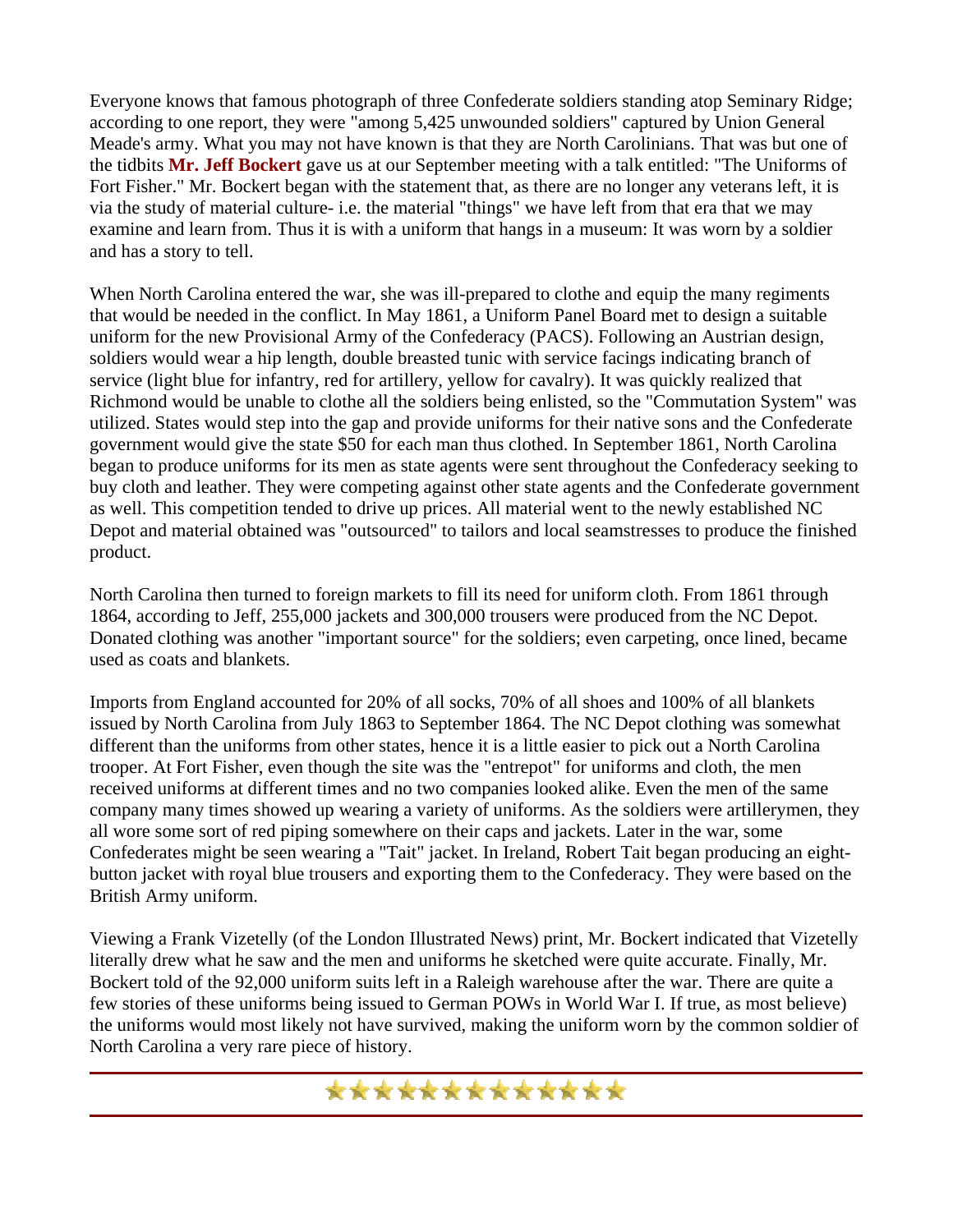Everyone knows that famous photograph of three Confederate soldiers standing atop Seminary Ridge; according to one report, they were "among 5,425 unwounded soldiers" captured by Union General Meade's army. What you may not have known is that they are North Carolinians. That was but one of the tidbits **Mr. Jeff Bockert** gave us at our September meeting with a talk entitled: "The Uniforms of Fort Fisher." Mr. Bockert began with the statement that, as there are no longer any veterans left, it is via the study of material culture- i.e. the material "things" we have left from that era that we may examine and learn from. Thus it is with a uniform that hangs in a museum: It was worn by a soldier and has a story to tell.

When North Carolina entered the war, she was ill-prepared to clothe and equip the many regiments that would be needed in the conflict. In May 1861, a Uniform Panel Board met to design a suitable uniform for the new Provisional Army of the Confederacy (PACS). Following an Austrian design, soldiers would wear a hip length, double breasted tunic with service facings indicating branch of service (light blue for infantry, red for artillery, yellow for cavalry). It was quickly realized that Richmond would be unable to clothe all the soldiers being enlisted, so the "Commutation System" was utilized. States would step into the gap and provide uniforms for their native sons and the Confederate government would give the state $50 for each man thus clothed. In September 1861, North Carolina began to produce uniforms for its men as state agents were sent throughout the Confederacy seeking to buy cloth and leather. They were competing against other state agents and the Confederate government as well. This competition tended to drive up prices. All material went to the newly established NC Depot and material obtained was "outsourced" to tailors and local seamstresses to produce the finished product.

North Carolina then turned to foreign markets to fill its need for uniform cloth. From 1861 through 1864, according to Jeff, 255,000 jackets and 300,000 trousers were produced from the NC Depot. Donated clothing was another "important source" for the soldiers; even carpeting, once lined, became used as coats and blankets.

Imports from England accounted for 20% of all socks, 70% of all shoes and 100% of all blankets issued by North Carolina from July 1863 to September 1864. The NC Depot clothing was somewhat different than the uniforms from other states, hence it is a little easier to pick out a North Carolina trooper. At Fort Fisher, even though the site was the "entrepot" for uniforms and cloth, the men received uniforms at different times and no two companies looked alike. Even the men of the same company many times showed up wearing a variety of uniforms. As the soldiers were artillerymen, they all wore some sort of red piping somewhere on their caps and jackets. Later in the war, some Confederates might be seen wearing a "Tait" jacket. In Ireland, Robert Tait began producing an eight-button jacket with royal blue trousers and exporting them to the Confederacy. They were based on the British Army uniform.

Viewing a Frank Vizetelly (of the London Illustrated News) print, Mr. Bockert indicated that Vizetelly literally drew what he saw and the men and uniforms he sketched were quite accurate. Finally, Mr. Bockert told of the 92,000 uniform suits left in a Raleigh warehouse after the war. There are quite a few stories of these uniforms being issued to German POWs in World War I. If true, as most believe) the uniforms would most likely not have survived, making the uniform worn by the common soldier of North Carolina a very rare piece of history.

---